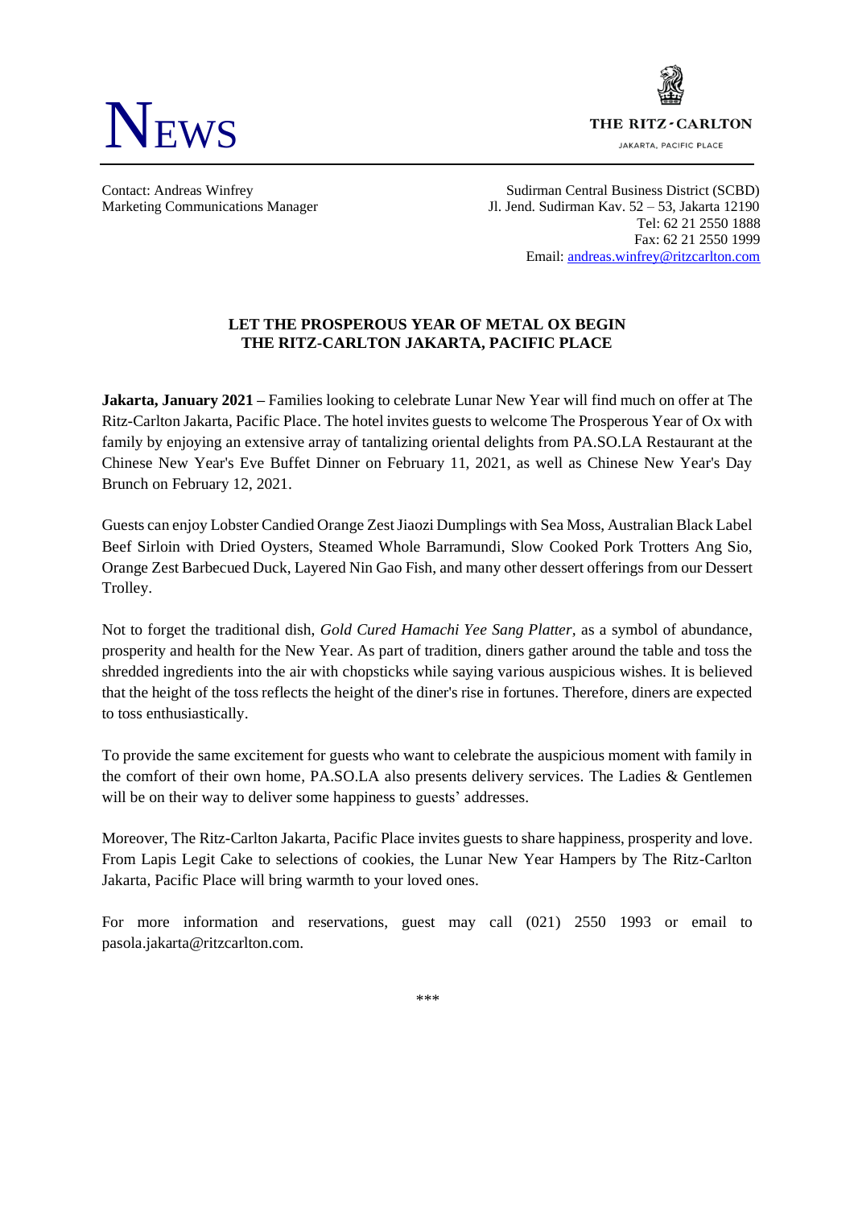# NEWS

THE RITZ-CARLTON
JAKARTA, PACIFIC PLACE

Contact: Andreas Winfrey
Marketing Communications Manager

Sudirman Central Business District (SCBD)
Jl. Jend. Sudirman Kav. 52 – 53, Jakarta 12190
Tel: 62 21 2550 1888
Fax: 62 21 2550 1999
Email: andreas.winfrey@ritzcarlton.com

## LET THE PROSPEROUS YEAR OF METAL OX BEGIN
## THE RITZ-CARLTON JAKARTA, PACIFIC PLACE

**Jakarta, January 2021 –** Families looking to celebrate Lunar New Year will find much on offer at The Ritz-Carlton Jakarta, Pacific Place. The hotel invites guests to welcome The Prosperous Year of Ox with family by enjoying an extensive array of tantalizing oriental delights from PA.SO.LA Restaurant at the Chinese New Year's Eve Buffet Dinner on February 11, 2021, as well as Chinese New Year's Day Brunch on February 12, 2021.

Guests can enjoy Lobster Candied Orange Zest Jiaozi Dumplings with Sea Moss, Australian Black Label Beef Sirloin with Dried Oysters, Steamed Whole Barramundi, Slow Cooked Pork Trotters Ang Sio, Orange Zest Barbecued Duck, Layered Nin Gao Fish, and many other dessert offerings from our Dessert Trolley.

Not to forget the traditional dish, *Gold Cured Hamachi Yee Sang Platter*, as a symbol of abundance, prosperity and health for the New Year. As part of tradition, diners gather around the table and toss the shredded ingredients into the air with chopsticks while saying various auspicious wishes. It is believed that the height of the toss reflects the height of the diner's rise in fortunes. Therefore, diners are expected to toss enthusiastically.

To provide the same excitement for guests who want to celebrate the auspicious moment with family in the comfort of their own home, PA.SO.LA also presents delivery services. The Ladies & Gentlemen will be on their way to deliver some happiness to guests' addresses.

Moreover, The Ritz-Carlton Jakarta, Pacific Place invites guests to share happiness, prosperity and love. From Lapis Legit Cake to selections of cookies, the Lunar New Year Hampers by The Ritz-Carlton Jakarta, Pacific Place will bring warmth to your loved ones.

For more information and reservations, guest may call (021) 2550 1993 or email to pasola.jakarta@ritzcarlton.com.

***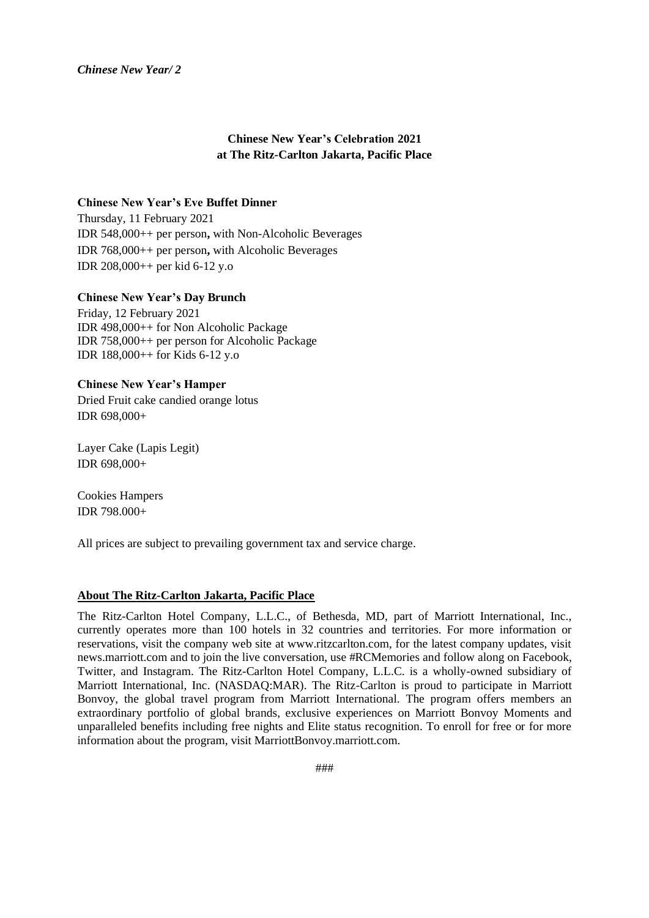## Chinese New Year's Celebration 2021
## at The Ritz-Carlton Jakarta, Pacific Place

**Chinese New Year's Eve Buffet Dinner**
Thursday, 11 February 2021
IDR 548,000++ per person**,** with Non-Alcoholic Beverages
IDR 768,000++ per person**,** with Alcoholic Beverages
IDR 208,000++ per kid 6-12 y.o

**Chinese New Year's Day Brunch**
Friday, 12 February 2021
IDR 498,000++ for Non Alcoholic Package
IDR 758,000++ per person for Alcoholic Package
IDR 188,000++ for Kids 6-12 y.o

**Chinese New Year's Hamper**
Dried Fruit cake candied orange lotus
IDR 698,000+

Layer Cake (Lapis Legit)
IDR 698,000+

Cookies Hampers
IDR 798.000+

All prices are subject to prevailing government tax and service charge.

**About The Ritz-Carlton Jakarta, Pacific Place**

The Ritz-Carlton Hotel Company, L.L.C., of Bethesda, MD, part of Marriott International, Inc., currently operates more than 100 hotels in 32 countries and territories. For more information or reservations, visit the company web site at www.ritzcarlton.com, for the latest company updates, visit news.marriott.com and to join the live conversation, use #RCMemories and follow along on Facebook, Twitter, and Instagram. The Ritz-Carlton Hotel Company, L.L.C. is a wholly-owned subsidiary of Marriott International, Inc. (NASDAQ:MAR). The Ritz-Carlton is proud to participate in Marriott Bonvoy, the global travel program from Marriott International. The program offers members an extraordinary portfolio of global brands, exclusive experiences on Marriott Bonvoy Moments and unparalleled benefits including free nights and Elite status recognition. To enroll for free or for more information about the program, visit MarriottBonvoy.marriott.com.

###